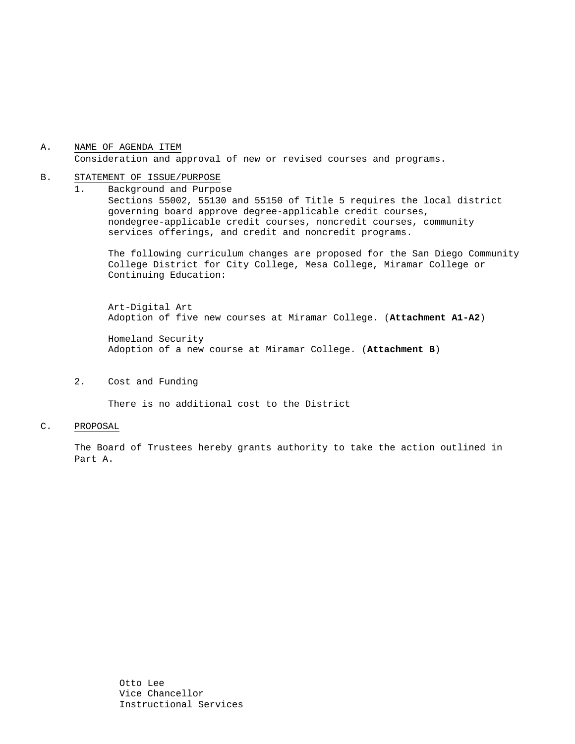A. NAME OF AGENDA ITEM

Consideration and approval of new or revised courses and programs.

B. STATEMENT OF ISSUE/PURPOSE

1. Background and Purpose

   Sections 55002, 55130 and 55150 of Title 5 requires the local district governing board approve degree-applicable credit courses, nondegree-applicable credit courses, noncredit courses, community services offerings, and credit and noncredit programs.

   The following curriculum changes are proposed for the San Diego Community College District for City College, Mesa College, Miramar College or Continuing Education:

   Art-Digital Art
   Adoption of five new courses at Miramar College. (**Attachment A1-A2**)

   Homeland Security
   Adoption of a new course at Miramar College. (**Attachment B**)

2. Cost and Funding

   There is no additional cost to the District

C. PROPOSAL

The Board of Trustees hereby grants authority to take the action outlined in Part A.

Otto Lee
Vice Chancellor
Instructional Services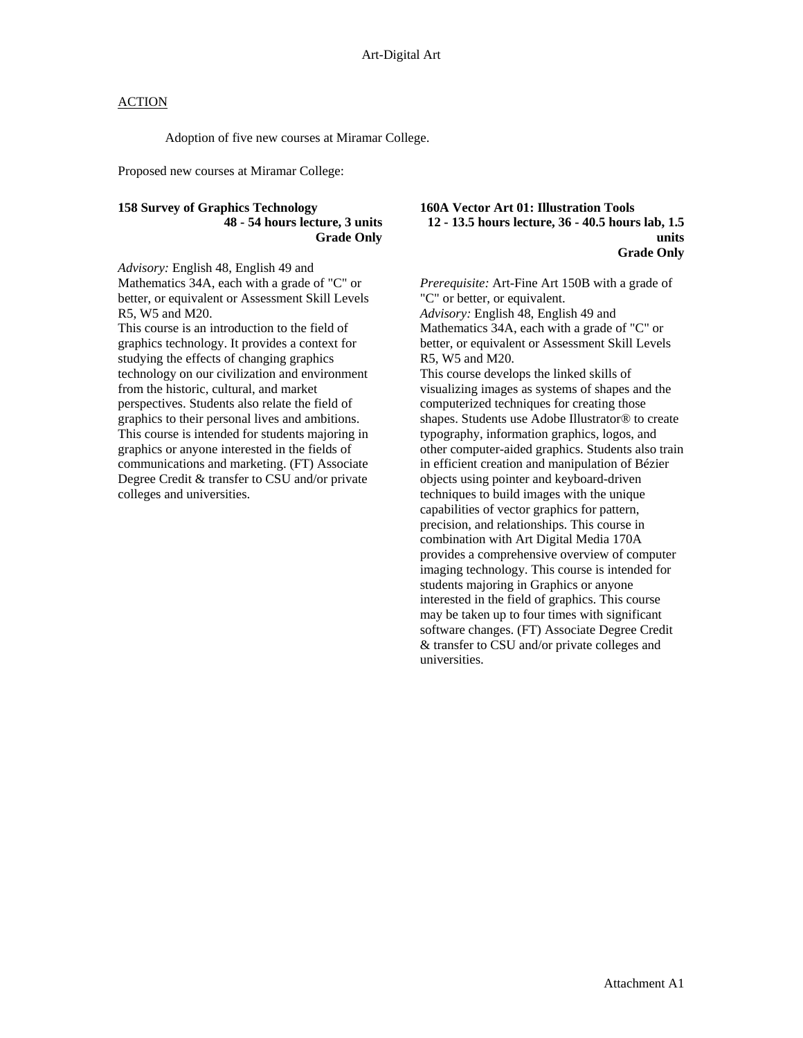# Art-Digital Art

ACTION

Adoption of five new courses at Miramar College.

Proposed new courses at Miramar College:

**158 Survey of Graphics Technology**
**48 - 54 hours lecture, 3 units**
**Grade Only**

*Advisory:* English 48, English 49 and Mathematics 34A, each with a grade of "C" or better, or equivalent or Assessment Skill Levels R5, W5 and M20.
This course is an introduction to the field of graphics technology. It provides a context for studying the effects of changing graphics technology on our civilization and environment from the historic, cultural, and market perspectives. Students also relate the field of graphics to their personal lives and ambitions. This course is intended for students majoring in graphics or anyone interested in the fields of communications and marketing. (FT) Associate Degree Credit & transfer to CSU and/or private colleges and universities.

**160A Vector Art 01: Illustration Tools**
**12 - 13.5 hours lecture, 36 - 40.5 hours lab, 1.5 units**
**Grade Only**

*Prerequisite:* Art-Fine Art 150B with a grade of "C" or better, or equivalent.
*Advisory:* English 48, English 49 and Mathematics 34A, each with a grade of "C" or better, or equivalent or Assessment Skill Levels R5, W5 and M20.
This course develops the linked skills of visualizing images as systems of shapes and the computerized techniques for creating those shapes. Students use Adobe Illustrator® to create typography, information graphics, logos, and other computer-aided graphics. Students also train in efficient creation and manipulation of Bézier objects using pointer and keyboard-driven techniques to build images with the unique capabilities of vector graphics for pattern, precision, and relationships. This course in combination with Art Digital Media 170A provides a comprehensive overview of computer imaging technology. This course is intended for students majoring in Graphics or anyone interested in the field of graphics. This course may be taken up to four times with significant software changes. (FT) Associate Degree Credit & transfer to CSU and/or private colleges and universities.

Attachment A1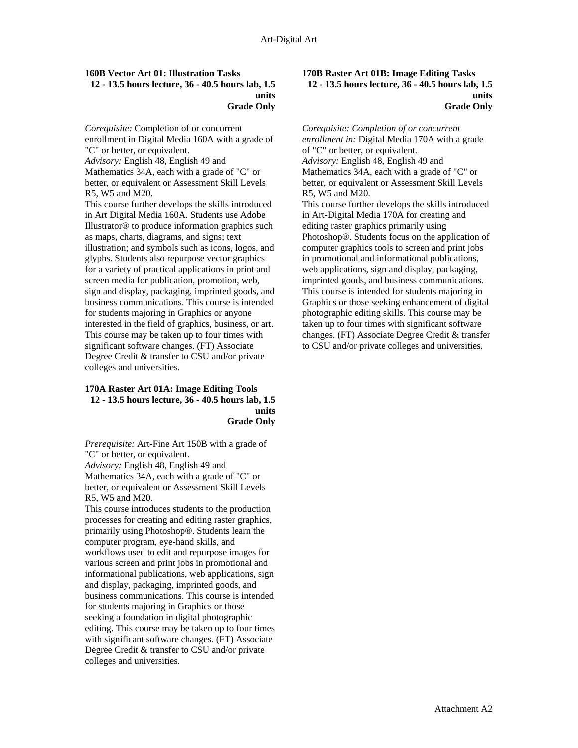## 160B Vector Art 01: Illustration Tasks

**12 - 13.5 hours lecture, 36 - 40.5 hours lab, 1.5 units**
**Grade Only**

*Corequisite:* Completion of or concurrent enrollment in Digital Media 160A with a grade of "C" or better, or equivalent.
*Advisory:* English 48, English 49 and Mathematics 34A, each with a grade of "C" or better, or equivalent or Assessment Skill Levels R5, W5 and M20.
This course further develops the skills introduced in Art Digital Media 160A. Students use Adobe Illustrator® to produce information graphics such as maps, charts, diagrams, and signs; text illustration; and symbols such as icons, logos, and glyphs. Students also repurpose vector graphics for a variety of practical applications in print and screen media for publication, promotion, web, sign and display, packaging, imprinted goods, and business communications. This course is intended for students majoring in Graphics or anyone interested in the field of graphics, business, or art. This course may be taken up to four times with significant software changes. (FT) Associate Degree Credit & transfer to CSU and/or private colleges and universities.

## 170A Raster Art 01A: Image Editing Tools

**12 - 13.5 hours lecture, 36 - 40.5 hours lab, 1.5 units**
**Grade Only**

*Prerequisite:* Art-Fine Art 150B with a grade of "C" or better, or equivalent.
*Advisory:* English 48, English 49 and Mathematics 34A, each with a grade of "C" or better, or equivalent or Assessment Skill Levels R5, W5 and M20.
This course introduces students to the production processes for creating and editing raster graphics, primarily using Photoshop®. Students learn the computer program, eye-hand skills, and workflows used to edit and repurpose images for various screen and print jobs in promotional and informational publications, web applications, sign and display, packaging, imprinted goods, and business communications. This course is intended for students majoring in Graphics or those seeking a foundation in digital photographic editing. This course may be taken up to four times with significant software changes. (FT) Associate Degree Credit & transfer to CSU and/or private colleges and universities.

## 170B Raster Art 01B: Image Editing Tasks

**12 - 13.5 hours lecture, 36 - 40.5 hours lab, 1.5 units**
**Grade Only**

*Corequisite: Completion of or concurrent enrollment in:* Digital Media 170A with a grade of "C" or better, or equivalent.
*Advisory:* English 48, English 49 and Mathematics 34A, each with a grade of "C" or better, or equivalent or Assessment Skill Levels R5, W5 and M20.
This course further develops the skills introduced in Art-Digital Media 170A for creating and editing raster graphics primarily using Photoshop®. Students focus on the application of computer graphics tools to screen and print jobs in promotional and informational publications, web applications, sign and display, packaging, imprinted goods, and business communications. This course is intended for students majoring in Graphics or those seeking enhancement of digital photographic editing skills. This course may be taken up to four times with significant software changes. (FT) Associate Degree Credit & transfer to CSU and/or private colleges and universities.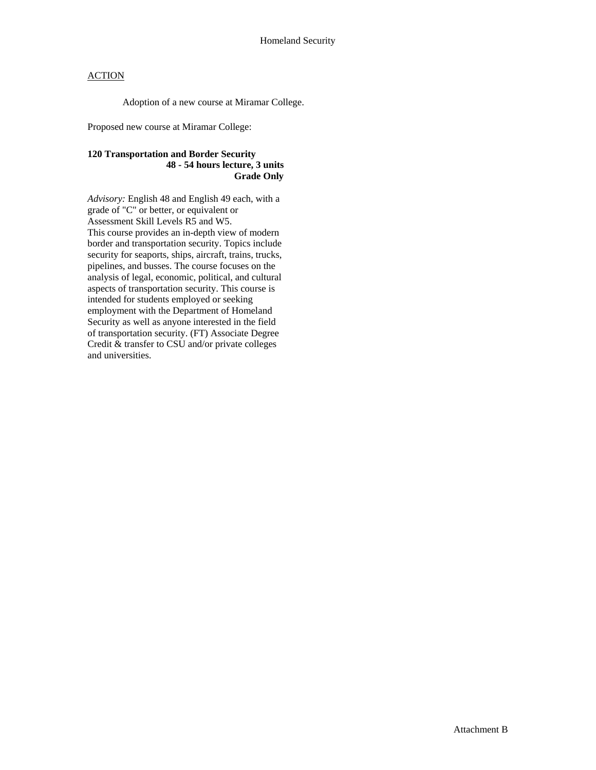# Homeland Security

<u>ACTION</u>

Adoption of a new course at Miramar College.

Proposed new course at Miramar College:

**120 Transportation and Border Security**
**48 - 54 hours lecture, 3 units**
**Grade Only**

*Advisory:* English 48 and English 49 each, with a grade of "C" or better, or equivalent or Assessment Skill Levels R5 and W5.
This course provides an in-depth view of modern border and transportation security. Topics include security for seaports, ships, aircraft, trains, trucks, pipelines, and busses. The course focuses on the analysis of legal, economic, political, and cultural aspects of transportation security. This course is intended for students employed or seeking employment with the Department of Homeland Security as well as anyone interested in the field of transportation security. (FT) Associate Degree Credit & transfer to CSU and/or private colleges and universities.

Attachment B